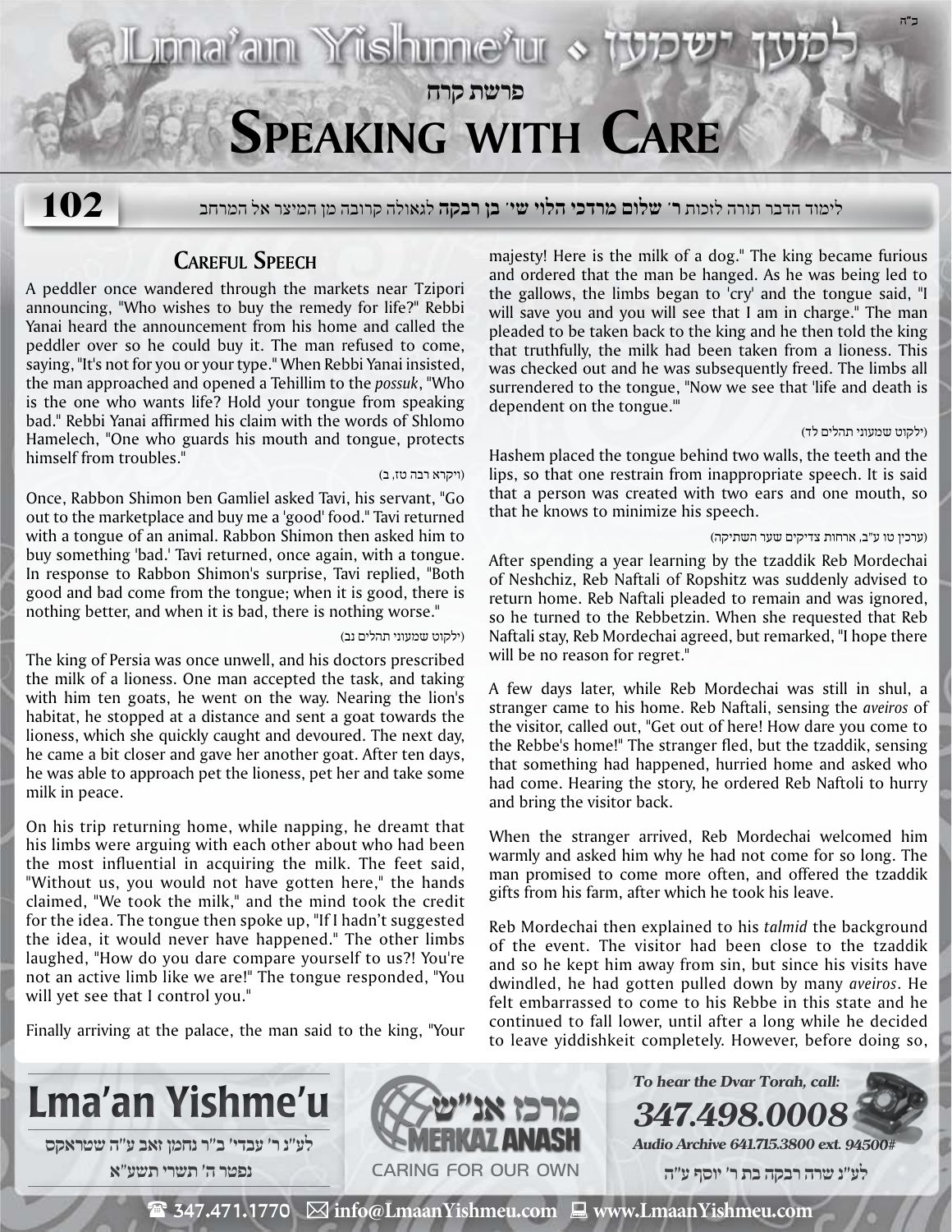# פרשת קרח

# Speaking with Care

102

לימוד הדבר תורה לזכות **ר' שלום מרדכי הלוי שי' בן רבקה** לגאולה קרובה מן המיצר אל המרחב

## Careful Speech

A peddler once wandered through the markets near Tzipori announcing, "Who wishes to buy the remedy for life?" Rebbi Yanai heard the announcement from his home and called the peddler over so he could buy it. The man refused to come, saying, "It's not for you or your type." When Rebbi Yanai insisted, the man approached and opened a Tehillim to the *possuk*, "Who is the one who wants life? Hold your tongue from speaking bad." Rebbi Yanai affirmed his claim with the words of Shlomo Hamelech, "One who guards his mouth and tongue, protects himself from troubles."

(ויקרא רבה טז, ב)

Once, Rabbon Shimon ben Gamliel asked Tavi, his servant, "Go out to the marketplace and buy me a 'good' food." Tavi returned with a tongue of an animal. Rabbon Shimon then asked him to buy something 'bad.' Tavi returned, once again, with a tongue. In response to Rabbon Shimon's surprise, Tavi replied, "Both good and bad come from the tongue; when it is good, there is nothing better, and when it is bad, there is nothing worse."

(ילקוט שמעוני תהלים נב)

The king of Persia was once unwell, and his doctors prescribed the milk of a lioness. One man accepted the task, and taking with him ten goats, he went on the way. Nearing the lion's habitat, he stopped at a distance and sent a goat towards the lioness, which she quickly caught and devoured. The next day, he came a bit closer and gave her another goat. After ten days, he was able to approach pet the lioness, pet her and take some milk in peace.

On his trip returning home, while napping, he dreamt that his limbs were arguing with each other about who had been the most influential in acquiring the milk. The feet said, "Without us, you would not have gotten here," the hands claimed, "We took the milk," and the mind took the credit for the idea. The tongue then spoke up, "If I hadn't suggested the idea, it would never have happened." The other limbs laughed, "How do you dare compare yourself to us?! You're not an active limb like we are!" The tongue responded, "You will yet see that I control you."

Finally arriving at the palace, the man said to the king, "Your majesty! Here is the milk of a dog." The king became furious and ordered that the man be hanged. As he was being led to the gallows, the limbs began to 'cry' and the tongue said, "I will save you and you will see that I am in charge." The man pleaded to be taken back to the king and he then told the king that truthfully, the milk had been taken from a lioness. This was checked out and he was subsequently freed. The limbs all surrendered to the tongue, "Now we see that 'life and death is dependent on the tongue.'"

(ילקוט שמעוני תהלים לד)

Hashem placed the tongue behind two walls, the teeth and the lips, so that one restrain from inappropriate speech. It is said that a person was created with two ears and one mouth, so that he knows to minimize his speech.

(ערכין טו ע"ב, ארחות צדיקים שער השתיקה)

After spending a year learning by the tzaddik Reb Mordechai of Neshchiz, Reb Naftali of Ropshitz was suddenly advised to return home. Reb Naftali pleaded to remain and was ignored, so he turned to the Rebbetzin. When she requested that Reb Naftali stay, Reb Mordechai agreed, but remarked, "I hope there will be no reason for regret."

A few days later, while Reb Mordechai was still in shul, a stranger came to his home. Reb Naftali, sensing the *aveiros* of the visitor, called out, "Get out of here! How dare you come to the Rebbe's home!" The stranger fled, but the tzaddik, sensing that something had happened, hurried home and asked who had come. Hearing the story, he ordered Reb Naftoli to hurry and bring the visitor back.

When the stranger arrived, Reb Mordechai welcomed him warmly and asked him why he had not come for so long. The man promised to come more often, and offered the tzaddik gifts from his farm, after which he took his leave.

Reb Mordechai then explained to his *talmid* the background of the event. The visitor had been close to the tzaddik and so he kept him away from sin, but since his visits have dwindled, he had gotten pulled down by many *aveiros*. He felt embarrassed to come to his Rebbe in this state and he continued to fall lower, until after a long while he decided to leave yiddishkeit completely. However, before doing so,

**Lma'an Yishme'u**

לע"נ ר' עבדי' ב"ר נחמן זאב ע"ה שטראקס
נפטר ה' תשרי תשע"א

מרכז אנ"ש
MERKAZ ANASH
CARING FOR OUR OWN

*To hear the Dvar Torah, call:*
***347.498.0008***
*Audio Archive 641.715.3800 ext. 94500#*

לע"נ שרה רבקה בת ר' יוסף ע"ה

347.471.1770 · info@LmaanYishmeu.com · www.LmaanYishmeu.com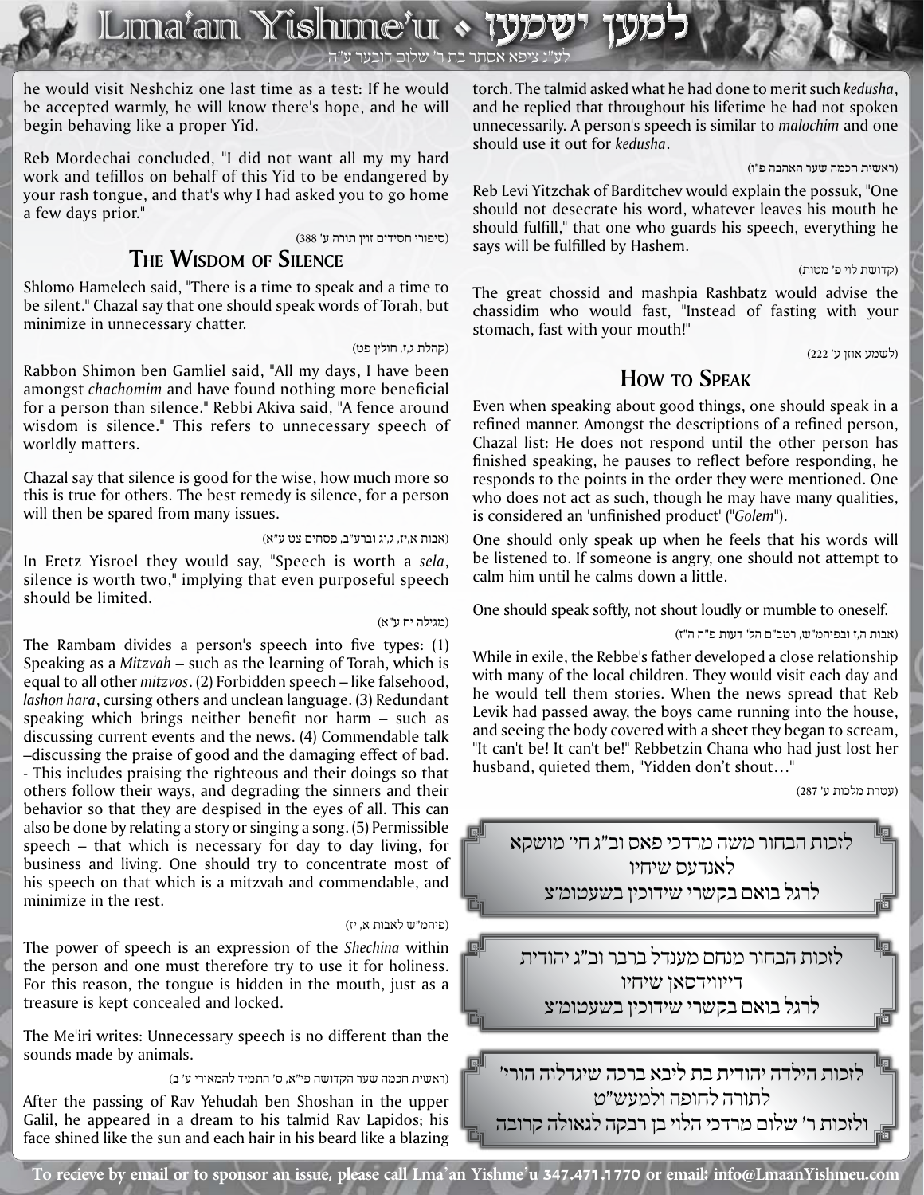he would visit Neshchiz one last time as a test: If he would be accepted warmly, he will know there's hope, and he will begin behaving like a proper Yid.

Reb Mordechai concluded, "I did not want all my my hard work and tefillos on behalf of this Yid to be endangered by your rash tongue, and that's why I had asked you to go home a few days prior."

(סיפורי חסידים זוין תורה ע' 388)

## The Wisdom of Silence

Shlomo Hamelech said, "There is a time to speak and a time to be silent." Chazal say that one should speak words of Torah, but minimize in unnecessary chatter.

(קהלת ג,ז, חולין פט)

Rabbon Shimon ben Gamliel said, "All my days, I have been amongst *chachomim* and have found nothing more beneficial for a person than silence." Rebbi Akiva said, "A fence around wisdom is silence." This refers to unnecessary speech of worldly matters.

Chazal say that silence is good for the wise, how much more so this is true for others. The best remedy is silence, for a person will then be spared from many issues.

(אבות א,יז, ג,יג וברע"ב, פסחים צט ע"א)

In Eretz Yisroel they would say, "Speech is worth a *sela*, silence is worth two," implying that even purposeful speech should be limited.

(מגילה יח ע"א)

The Rambam divides a person's speech into five types: (1) Speaking as a *Mitzvah* – such as the learning of Torah, which is equal to all other *mitzvos*. (2) Forbidden speech – like falsehood, *lashon hara*, cursing others and unclean language. (3) Redundant speaking which brings neither benefit nor harm – such as discussing current events and the news. (4) Commendable talk –discussing the praise of good and the damaging effect of bad. - This includes praising the righteous and their doings so that others follow their ways, and degrading the sinners and their behavior so that they are despised in the eyes of all. This can also be done by relating a story or singing a song. (5) Permissible speech – that which is necessary for day to day living, for business and living. One should try to concentrate most of his speech on that which is a mitzvah and commendable, and minimize in the rest.

(פיהמ"ש לאבות א, יז)

The power of speech is an expression of the *Shechina* within the person and one must therefore try to use it for holiness. For this reason, the tongue is hidden in the mouth, just as a treasure is kept concealed and locked.

The Me'iri writes: Unnecessary speech is no different than the sounds made by animals.

(ראשית חכמה שער הקדושה פי"א, ס' התמיד להמאירי ע' ב)

After the passing of Rav Yehudah ben Shoshan in the upper Galil, he appeared in a dream to his talmid Rav Lapidos; his face shined like the sun and each hair in his beard like a blazing torch. The talmid asked what he had done to merit such *kedusha*, and he replied that throughout his lifetime he had not spoken unnecessarily. A person's speech is similar to *malochim* and one should use it out for *kedusha*.

(ראשית חכמה שער האהבה פ"ו)

Reb Levi Yitzchak of Barditchev would explain the possuk, "One should not desecrate his word, whatever leaves his mouth he should fulfill," that one who guards his speech, everything he says will be fulfilled by Hashem.

(קדושת לוי פ' מטות)

The great chossid and mashpia Rashbatz would advise the chassidim who would fast, "Instead of fasting with your stomach, fast with your mouth!"

(לשמע אוזן ע' 222)

## How to Speak

Even when speaking about good things, one should speak in a refined manner. Amongst the descriptions of a refined person, Chazal list: He does not respond until the other person has finished speaking, he pauses to reflect before responding, he responds to the points in the order they were mentioned. One who does not act as such, though he may have many qualities, is considered an 'unfinished product' ("*Golem*").

One should only speak up when he feels that his words will be listened to. If someone is angry, one should not attempt to calm him until he calms down a little.

One should speak softly, not shout loudly or mumble to oneself.

(אבות ה,ז ובפיהמ"ש, רמב"ם הל' דעות פ"ה ה"ז)

While in exile, the Rebbe's father developed a close relationship with many of the local children. They would visit each day and he would tell them stories. When the news spread that Reb Levik had passed away, the boys came running into the house, and seeing the body covered with a sheet they began to scream, "It can't be! It can't be!" Rebbetzin Chana who had just lost her husband, quieted them, "Yidden don't shout…"

(עטרת מלכות ע' 287)

לזכות הבחור משה מרדכי פאס וב"ג חי' מושקא לאנדעס שיחיו
לרגל בואם בקשרי שידוכין בשעטומ"צ

לזכות הבחור מנחם מענדל ברבר וב"ג יהודית דייווידסאן שיחיו
לרגל בואם בקשרי שידוכין בשעטומ"צ

לזכות הילדה יהודית בת ליבא ברכה שיגדלוה הורי' לתורה לחופה ולמעש"ט
ולזכות ר' שלום מרדכי הלוי בן רבקה לגאולה קרובה

To recieve by email or to sponsor an issue, please call Lma'an Yishme'u 347.471.1770 or email: info@LmaanYishmeu.com